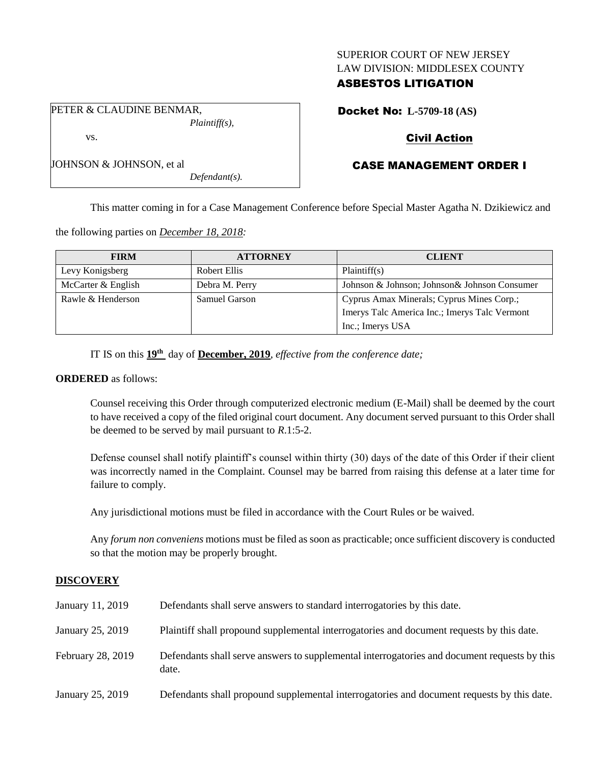SUPERIOR COURT OF NEW JERSEY
LAW DIVISION: MIDDLESEX COUNTY
**ASBESTOS LITIGATION**

PETER & CLAUDINE BENMAR,
*Plaintiff(s),*

vs.

JOHNSON & JOHNSON, et al
*Defendant(s).*

**Docket No: L-5709-18 (AS)**

**Civil Action**

**CASE MANAGEMENT ORDER I**

This matter coming in for a Case Management Conference before Special Master Agatha N. Dzikiewicz and the following parties on *December 18, 2018:*

| FIRM | ATTORNEY | CLIENT |
|---|---|---|
| Levy Konigsberg | Robert Ellis | Plaintiff(s) |
| McCarter & English | Debra M. Perry | Johnson & Johnson; Johnson& Johnson Consumer |
| Rawle & Henderson | Samuel Garson | Cyprus Amax Minerals; Cyprus Mines Corp.; Imerys Talc America Inc.; Imerys Talc Vermont Inc.; Imerys USA |

IT IS on this **19th** day of **December, 2019**, *effective from the conference date;*

**ORDERED** as follows:

Counsel receiving this Order through computerized electronic medium (E-Mail) shall be deemed by the court to have received a copy of the filed original court document. Any document served pursuant to this Order shall be deemed to be served by mail pursuant to *R*.1:5-2.

Defense counsel shall notify plaintiff's counsel within thirty (30) days of the date of this Order if their client was incorrectly named in the Complaint. Counsel may be barred from raising this defense at a later time for failure to comply.

Any jurisdictional motions must be filed in accordance with the Court Rules or be waived.

Any *forum non conveniens* motions must be filed as soon as practicable; once sufficient discovery is conducted so that the motion may be properly brought.

**DISCOVERY**

| | |
|---|---|
| January 11, 2019 | Defendants shall serve answers to standard interrogatories by this date. |
| January 25, 2019 | Plaintiff shall propound supplemental interrogatories and document requests by this date. |
| February 28, 2019 | Defendants shall serve answers to supplemental interrogatories and document requests by this date. |
| January 25, 2019 | Defendants shall propound supplemental interrogatories and document requests by this date. |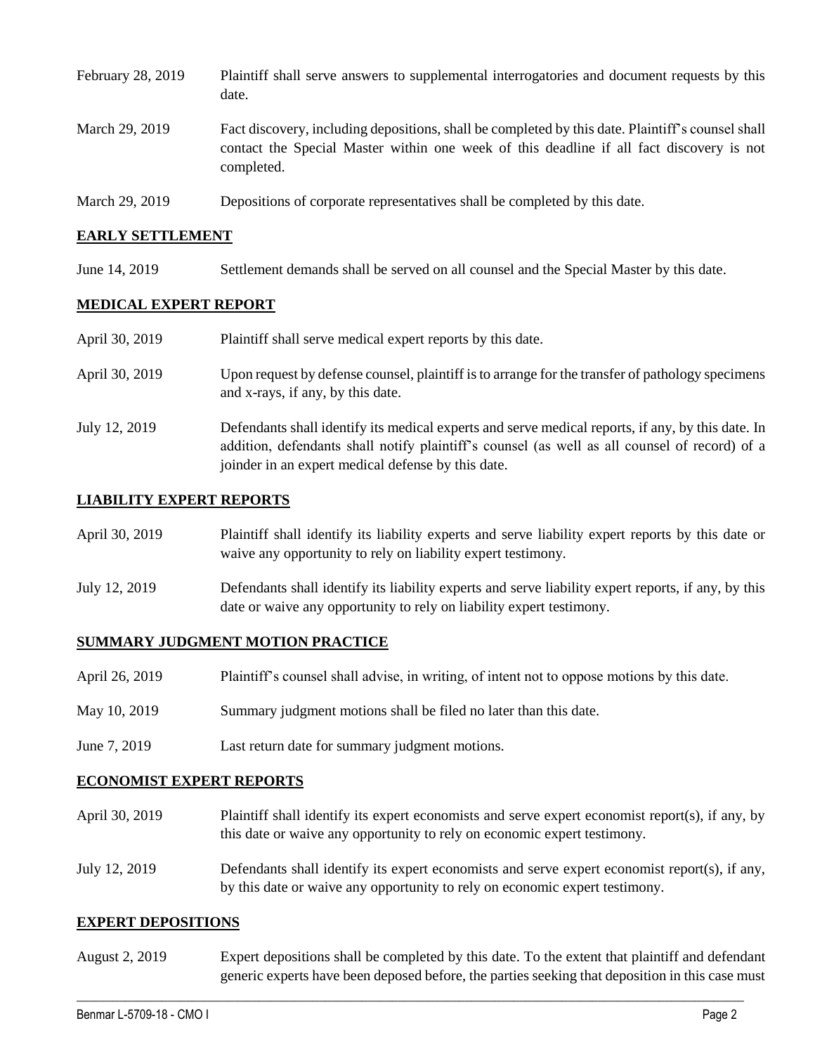| | |
|---|---|
| February 28, 2019 | Plaintiff shall serve answers to supplemental interrogatories and document requests by this date. |
| March 29, 2019 | Fact discovery, including depositions, shall be completed by this date. Plaintiff's counsel shall contact the Special Master within one week of this deadline if all fact discovery is not completed. |
| March 29, 2019 | Depositions of corporate representatives shall be completed by this date. |

## EARLY SETTLEMENT

| | |
|---|---|
| June 14, 2019 | Settlement demands shall be served on all counsel and the Special Master by this date. |

## MEDICAL EXPERT REPORT

| | |
|---|---|
| April 30, 2019 | Plaintiff shall serve medical expert reports by this date. |
| April 30, 2019 | Upon request by defense counsel, plaintiff is to arrange for the transfer of pathology specimens and x-rays, if any, by this date. |
| July 12, 2019 | Defendants shall identify its medical experts and serve medical reports, if any, by this date. In addition, defendants shall notify plaintiff's counsel (as well as all counsel of record) of a joinder in an expert medical defense by this date. |

## LIABILITY EXPERT REPORTS

| | |
|---|---|
| April 30, 2019 | Plaintiff shall identify its liability experts and serve liability expert reports by this date or waive any opportunity to rely on liability expert testimony. |
| July 12, 2019 | Defendants shall identify its liability experts and serve liability expert reports, if any, by this date or waive any opportunity to rely on liability expert testimony. |

## SUMMARY JUDGMENT MOTION PRACTICE

| | |
|---|---|
| April 26, 2019 | Plaintiff's counsel shall advise, in writing, of intent not to oppose motions by this date. |
| May 10, 2019 | Summary judgment motions shall be filed no later than this date. |
| June 7, 2019 | Last return date for summary judgment motions. |

## ECONOMIST EXPERT REPORTS

| | |
|---|---|
| April 30, 2019 | Plaintiff shall identify its expert economists and serve expert economist report(s), if any, by this date or waive any opportunity to rely on economic expert testimony. |
| July 12, 2019 | Defendants shall identify its expert economists and serve expert economist report(s), if any, by this date or waive any opportunity to rely on economic expert testimony. |

## EXPERT DEPOSITIONS

| | |
|---|---|
| August 2, 2019 | Expert depositions shall be completed by this date. To the extent that plaintiff and defendant generic experts have been deposed before, the parties seeking that deposition in this case must |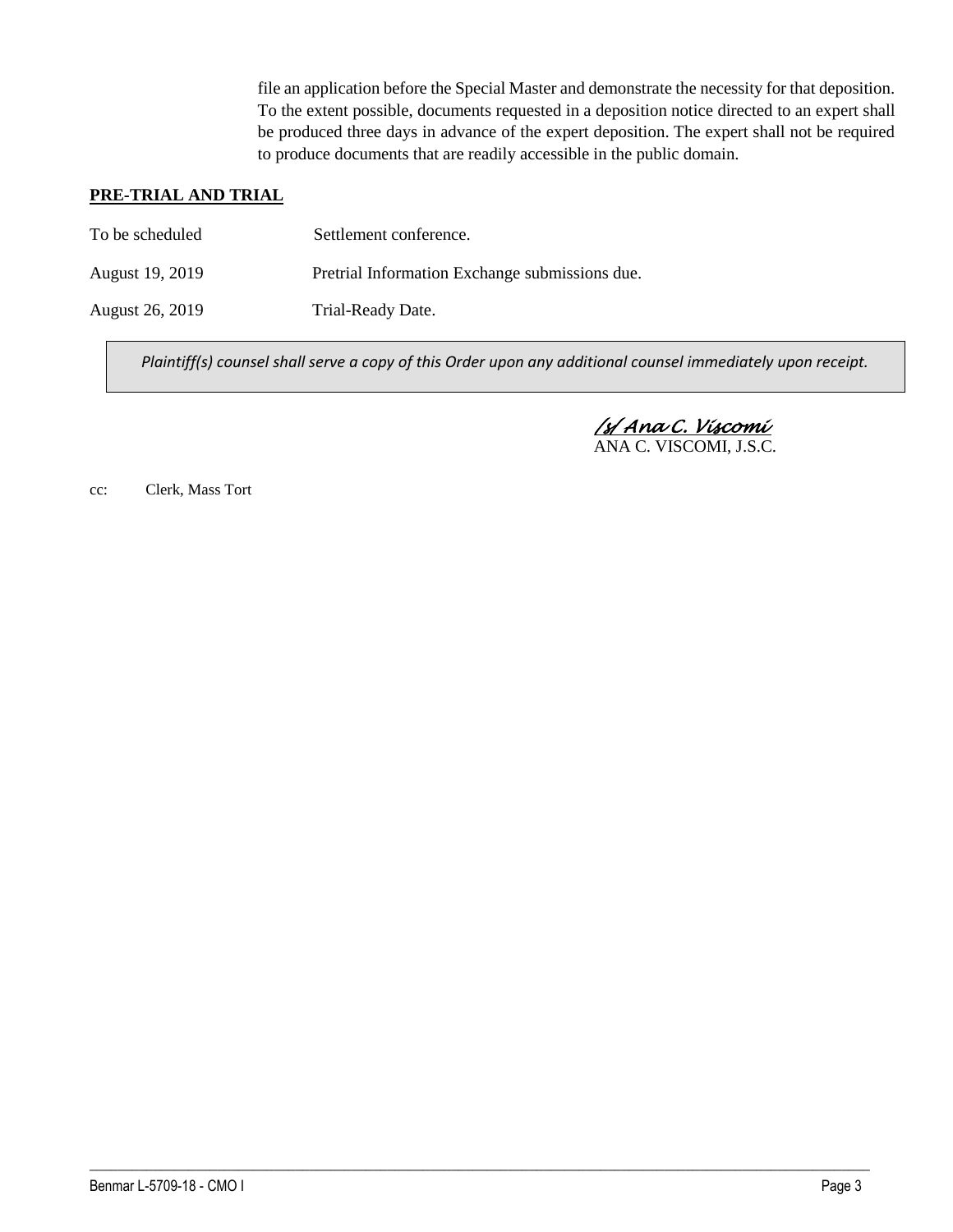file an application before the Special Master and demonstrate the necessity for that deposition. To the extent possible, documents requested in a deposition notice directed to an expert shall be produced three days in advance of the expert deposition. The expert shall not be required to produce documents that are readily accessible in the public domain.

**PRE-TRIAL AND TRIAL**

| | |
|---|---|
| To be scheduled | Settlement conference. |
| August 19, 2019 | Pretrial Information Exchange submissions due. |
| August 26, 2019 | Trial-Ready Date. |

*Plaintiff(s) counsel shall serve a copy of this Order upon any additional counsel immediately upon receipt.*

/s/ Ana C. Viscomi
ANA C. VISCOMI, J.S.C.

cc: Clerk, Mass Tort